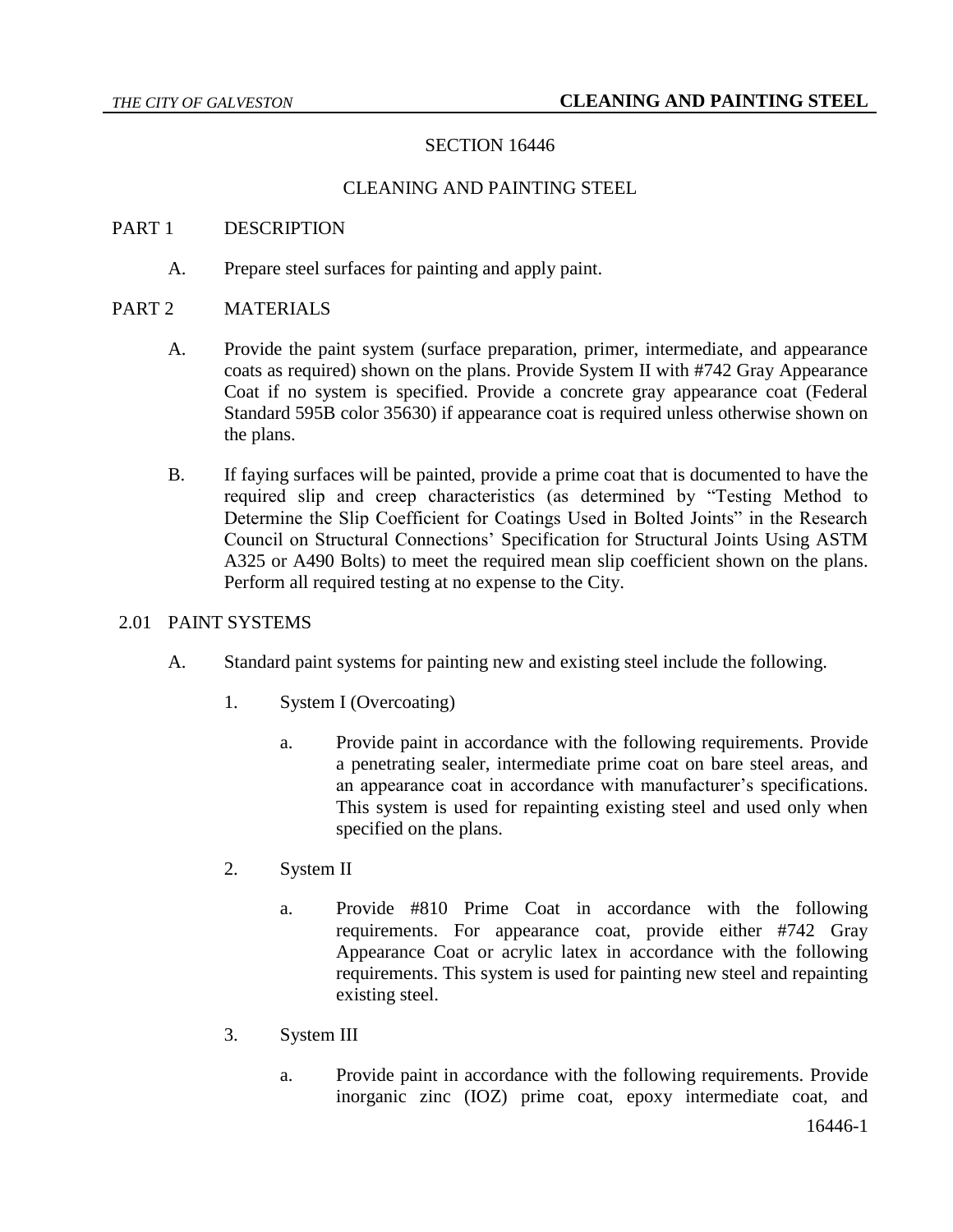# SECTION 16446

## CLEANING AND PAINTING STEEL

## PART 1 DESCRIPTION

A. Prepare steel surfaces for painting and apply paint.

## PART 2 MATERIALS

A. Provide the paint system (surface preparation, primer, intermediate, and appearance coats as required) shown on the plans. Provide System II with #742 Gray Appearance Coat if no system is specified. Provide a concrete gray appearance coat (Federal Standard 595B color 35630) if appearance coat is required unless otherwise shown on the plans.

B. If faying surfaces will be painted, provide a prime coat that is documented to have the required slip and creep characteristics (as determined by "Testing Method to Determine the Slip Coefficient for Coatings Used in Bolted Joints" in the Research Council on Structural Connections' Specification for Structural Joints Using ASTM A325 or A490 Bolts) to meet the required mean slip coefficient shown on the plans. Perform all required testing at no expense to the City.

### 2.01 PAINT SYSTEMS

A. Standard paint systems for painting new and existing steel include the following.

1. System I (Overcoating)

   a. Provide paint in accordance with the following requirements. Provide a penetrating sealer, intermediate prime coat on bare steel areas, and an appearance coat in accordance with manufacturer's specifications. This system is used for repainting existing steel and used only when specified on the plans.

2. System II

   a. Provide #810 Prime Coat in accordance with the following requirements. For appearance coat, provide either #742 Gray Appearance Coat or acrylic latex in accordance with the following requirements. This system is used for painting new steel and repainting existing steel.

3. System III

   a. Provide paint in accordance with the following requirements. Provide inorganic zinc (IOZ) prime coat, epoxy intermediate coat, and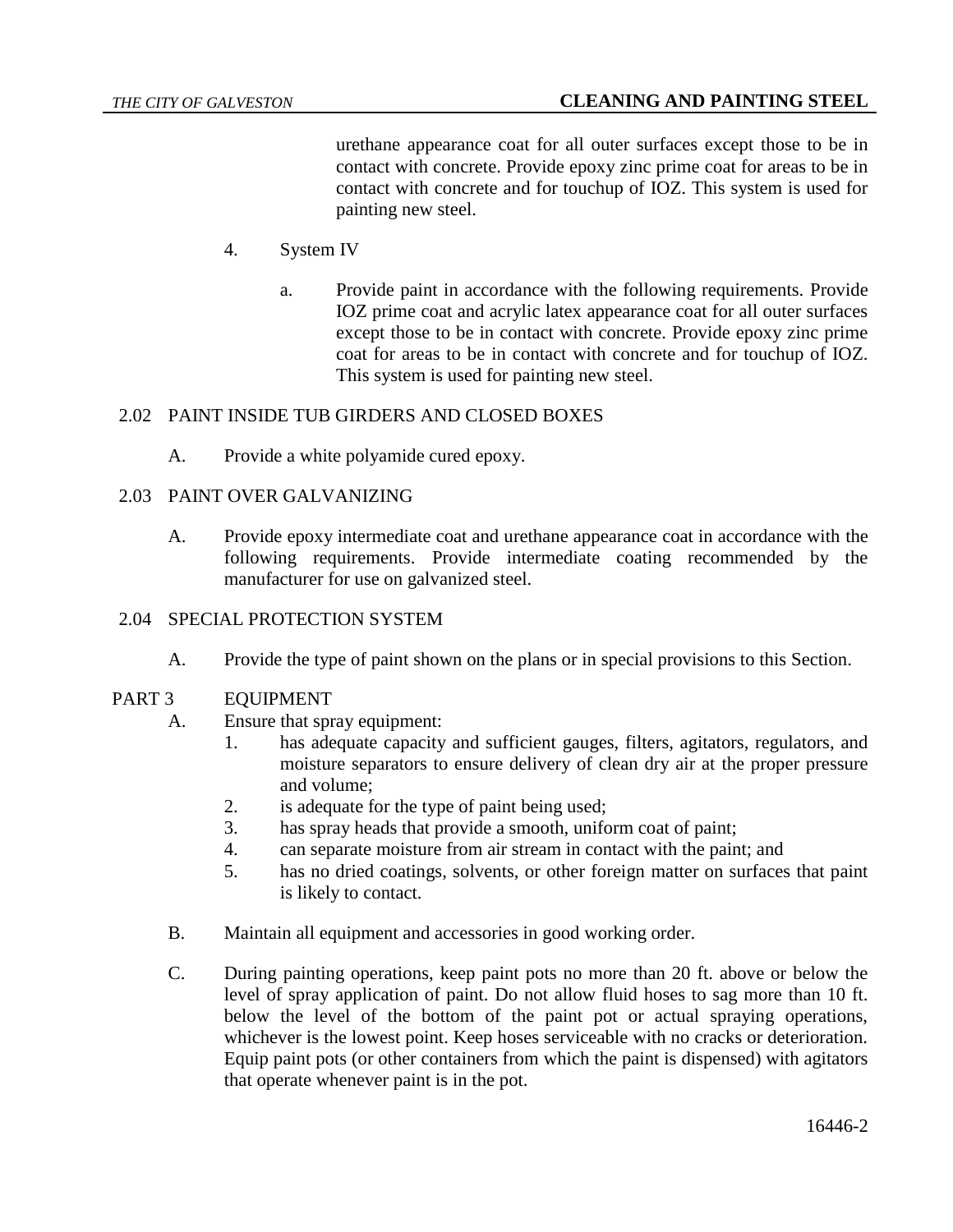urethane appearance coat for all outer surfaces except those to be in contact with concrete. Provide epoxy zinc prime coat for areas to be in contact with concrete and for touchup of IOZ. This system is used for painting new steel.

4. System IV

   a. Provide paint in accordance with the following requirements. Provide IOZ prime coat and acrylic latex appearance coat for all outer surfaces except those to be in contact with concrete. Provide epoxy zinc prime coat for areas to be in contact with concrete and for touchup of IOZ. This system is used for painting new steel.

### 2.02 PAINT INSIDE TUB GIRDERS AND CLOSED BOXES

A. Provide a white polyamide cured epoxy.

### 2.03 PAINT OVER GALVANIZING

A. Provide epoxy intermediate coat and urethane appearance coat in accordance with the following requirements. Provide intermediate coating recommended by the manufacturer for use on galvanized steel.

### 2.04 SPECIAL PROTECTION SYSTEM

A. Provide the type of paint shown on the plans or in special provisions to this Section.

## PART 3 EQUIPMENT

A. Ensure that spray equipment:
   1. has adequate capacity and sufficient gauges, filters, agitators, regulators, and moisture separators to ensure delivery of clean dry air at the proper pressure and volume;
   2. is adequate for the type of paint being used;
   3. has spray heads that provide a smooth, uniform coat of paint;
   4. can separate moisture from air stream in contact with the paint; and
   5. has no dried coatings, solvents, or other foreign matter on surfaces that paint is likely to contact.

B. Maintain all equipment and accessories in good working order.

C. During painting operations, keep paint pots no more than 20 ft. above or below the level of spray application of paint. Do not allow fluid hoses to sag more than 10 ft. below the level of the bottom of the paint pot or actual spraying operations, whichever is the lowest point. Keep hoses serviceable with no cracks or deterioration. Equip paint pots (or other containers from which the paint is dispensed) with agitators that operate whenever paint is in the pot.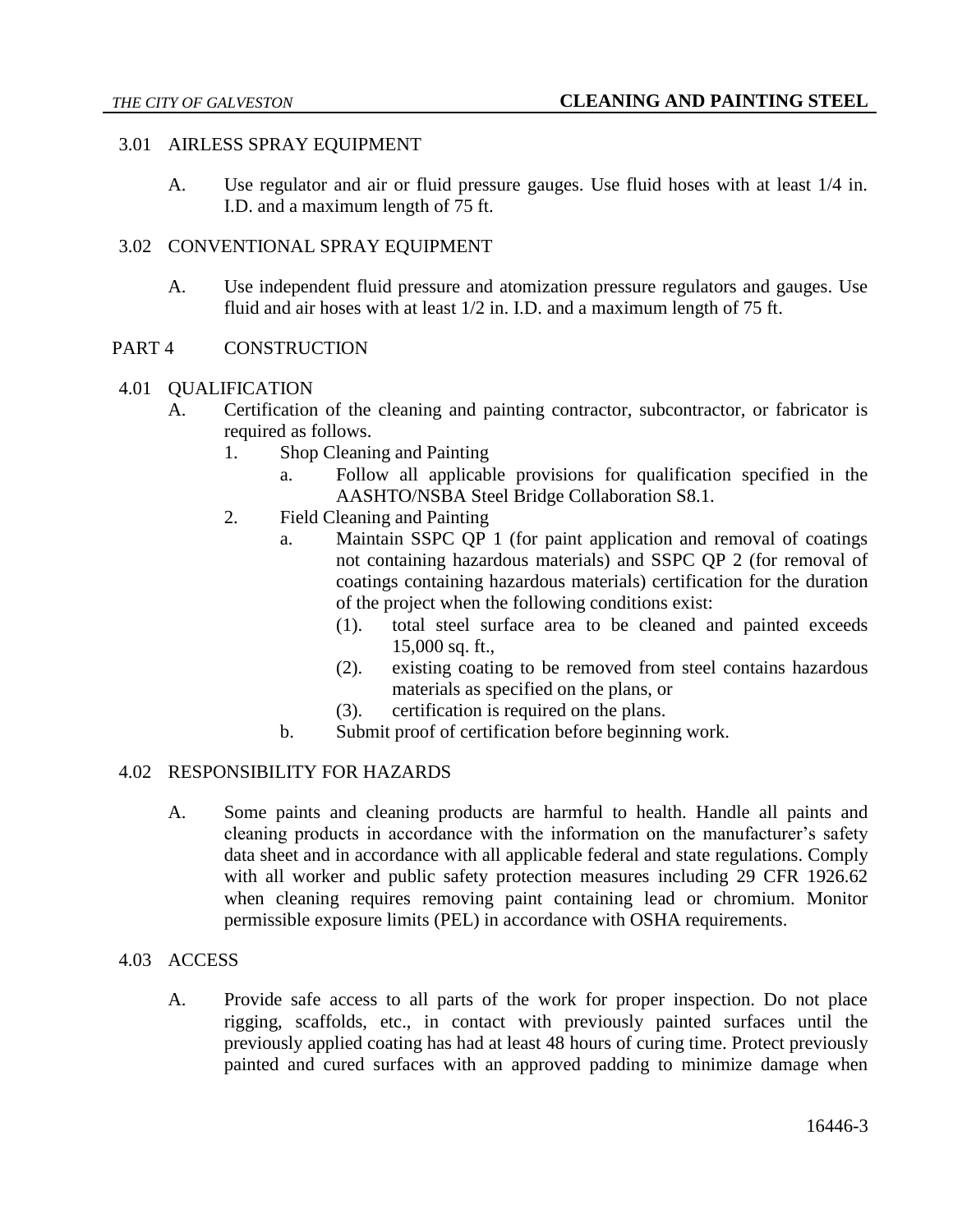### 3.01 AIRLESS SPRAY EQUIPMENT

A. Use regulator and air or fluid pressure gauges. Use fluid hoses with at least 1/4 in. I.D. and a maximum length of 75 ft.

### 3.02 CONVENTIONAL SPRAY EQUIPMENT

A. Use independent fluid pressure and atomization pressure regulators and gauges. Use fluid and air hoses with at least 1/2 in. I.D. and a maximum length of 75 ft.

## PART 4 CONSTRUCTION

### 4.01 QUALIFICATION

A. Certification of the cleaning and painting contractor, subcontractor, or fabricator is required as follows.

1. Shop Cleaning and Painting
   a. Follow all applicable provisions for qualification specified in the AASHTO/NSBA Steel Bridge Collaboration S8.1.
2. Field Cleaning and Painting
   a. Maintain SSPC QP 1 (for paint application and removal of coatings not containing hazardous materials) and SSPC QP 2 (for removal of coatings containing hazardous materials) certification for the duration of the project when the following conditions exist:
      (1). total steel surface area to be cleaned and painted exceeds 15,000 sq. ft.,
      (2). existing coating to be removed from steel contains hazardous materials as specified on the plans, or
      (3). certification is required on the plans.
   b. Submit proof of certification before beginning work.

### 4.02 RESPONSIBILITY FOR HAZARDS

A. Some paints and cleaning products are harmful to health. Handle all paints and cleaning products in accordance with the information on the manufacturer's safety data sheet and in accordance with all applicable federal and state regulations. Comply with all worker and public safety protection measures including 29 CFR 1926.62 when cleaning requires removing paint containing lead or chromium. Monitor permissible exposure limits (PEL) in accordance with OSHA requirements.

### 4.03 ACCESS

A. Provide safe access to all parts of the work for proper inspection. Do not place rigging, scaffolds, etc., in contact with previously painted surfaces until the previously applied coating has had at least 48 hours of curing time. Protect previously painted and cured surfaces with an approved padding to minimize damage when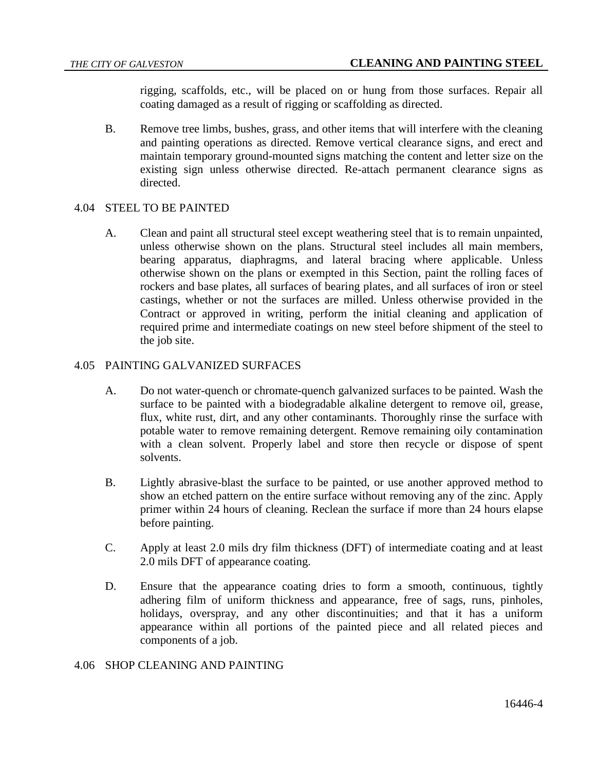rigging, scaffolds, etc., will be placed on or hung from those surfaces. Repair all coating damaged as a result of rigging or scaffolding as directed.

B. Remove tree limbs, bushes, grass, and other items that will interfere with the cleaning and painting operations as directed. Remove vertical clearance signs, and erect and maintain temporary ground-mounted signs matching the content and letter size on the existing sign unless otherwise directed. Re-attach permanent clearance signs as directed.

## 4.04 STEEL TO BE PAINTED

A. Clean and paint all structural steel except weathering steel that is to remain unpainted, unless otherwise shown on the plans. Structural steel includes all main members, bearing apparatus, diaphragms, and lateral bracing where applicable. Unless otherwise shown on the plans or exempted in this Section, paint the rolling faces of rockers and base plates, all surfaces of bearing plates, and all surfaces of iron or steel castings, whether or not the surfaces are milled. Unless otherwise provided in the Contract or approved in writing, perform the initial cleaning and application of required prime and intermediate coatings on new steel before shipment of the steel to the job site.

## 4.05 PAINTING GALVANIZED SURFACES

A. Do not water-quench or chromate-quench galvanized surfaces to be painted. Wash the surface to be painted with a biodegradable alkaline detergent to remove oil, grease, flux, white rust, dirt, and any other contaminants. Thoroughly rinse the surface with potable water to remove remaining detergent. Remove remaining oily contamination with a clean solvent. Properly label and store then recycle or dispose of spent solvents.

B. Lightly abrasive-blast the surface to be painted, or use another approved method to show an etched pattern on the entire surface without removing any of the zinc. Apply primer within 24 hours of cleaning. Reclean the surface if more than 24 hours elapse before painting.

C. Apply at least 2.0 mils dry film thickness (DFT) of intermediate coating and at least 2.0 mils DFT of appearance coating.

D. Ensure that the appearance coating dries to form a smooth, continuous, tightly adhering film of uniform thickness and appearance, free of sags, runs, pinholes, holidays, overspray, and any other discontinuities; and that it has a uniform appearance within all portions of the painted piece and all related pieces and components of a job.

## 4.06 SHOP CLEANING AND PAINTING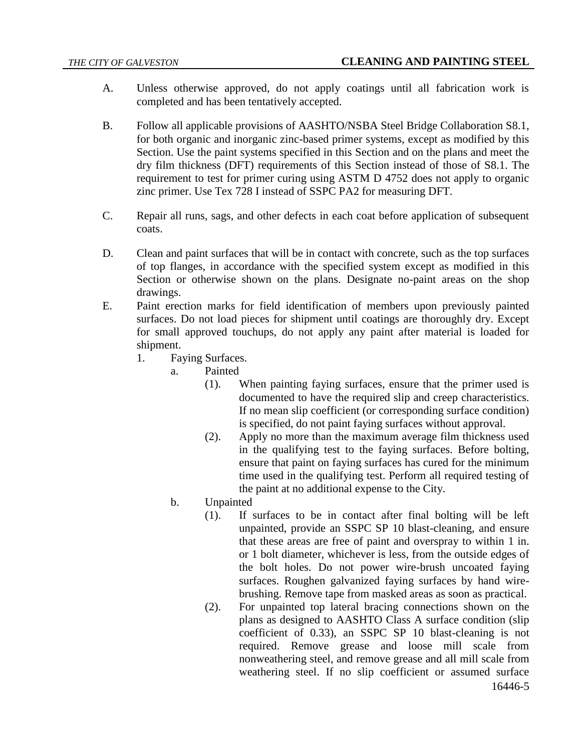A. Unless otherwise approved, do not apply coatings until all fabrication work is completed and has been tentatively accepted.

B. Follow all applicable provisions of AASHTO/NSBA Steel Bridge Collaboration S8.1, for both organic and inorganic zinc-based primer systems, except as modified by this Section. Use the paint systems specified in this Section and on the plans and meet the dry film thickness (DFT) requirements of this Section instead of those of S8.1. The requirement to test for primer curing using ASTM D 4752 does not apply to organic zinc primer. Use Tex 728 I instead of SSPC PA2 for measuring DFT.

C. Repair all runs, sags, and other defects in each coat before application of subsequent coats.

D. Clean and paint surfaces that will be in contact with concrete, such as the top surfaces of top flanges, in accordance with the specified system except as modified in this Section or otherwise shown on the plans. Designate no-paint areas on the shop drawings.

E. Paint erection marks for field identification of members upon previously painted surfaces. Do not load pieces for shipment until coatings are thoroughly dry. Except for small approved touchups, do not apply any paint after material is loaded for shipment.

   1. Faying Surfaces.

      a. Painted

         (1). When painting faying surfaces, ensure that the primer used is documented to have the required slip and creep characteristics. If no mean slip coefficient (or corresponding surface condition) is specified, do not paint faying surfaces without approval.

         (2). Apply no more than the maximum average film thickness used in the qualifying test to the faying surfaces. Before bolting, ensure that paint on faying surfaces has cured for the minimum time used in the qualifying test. Perform all required testing of the paint at no additional expense to the City.

      b. Unpainted

         (1). If surfaces to be in contact after final bolting will be left unpainted, provide an SSPC SP 10 blast-cleaning, and ensure that these areas are free of paint and overspray to within 1 in. or 1 bolt diameter, whichever is less, from the outside edges of the bolt holes. Do not power wire-brush uncoated faying surfaces. Roughen galvanized faying surfaces by hand wire-brushing. Remove tape from masked areas as soon as practical.

         (2). For unpainted top lateral bracing connections shown on the plans as designed to AASHTO Class A surface condition (slip coefficient of 0.33), an SSPC SP 10 blast-cleaning is not required. Remove grease and loose mill scale from nonweathering steel, and remove grease and all mill scale from weathering steel. If no slip coefficient or assumed surface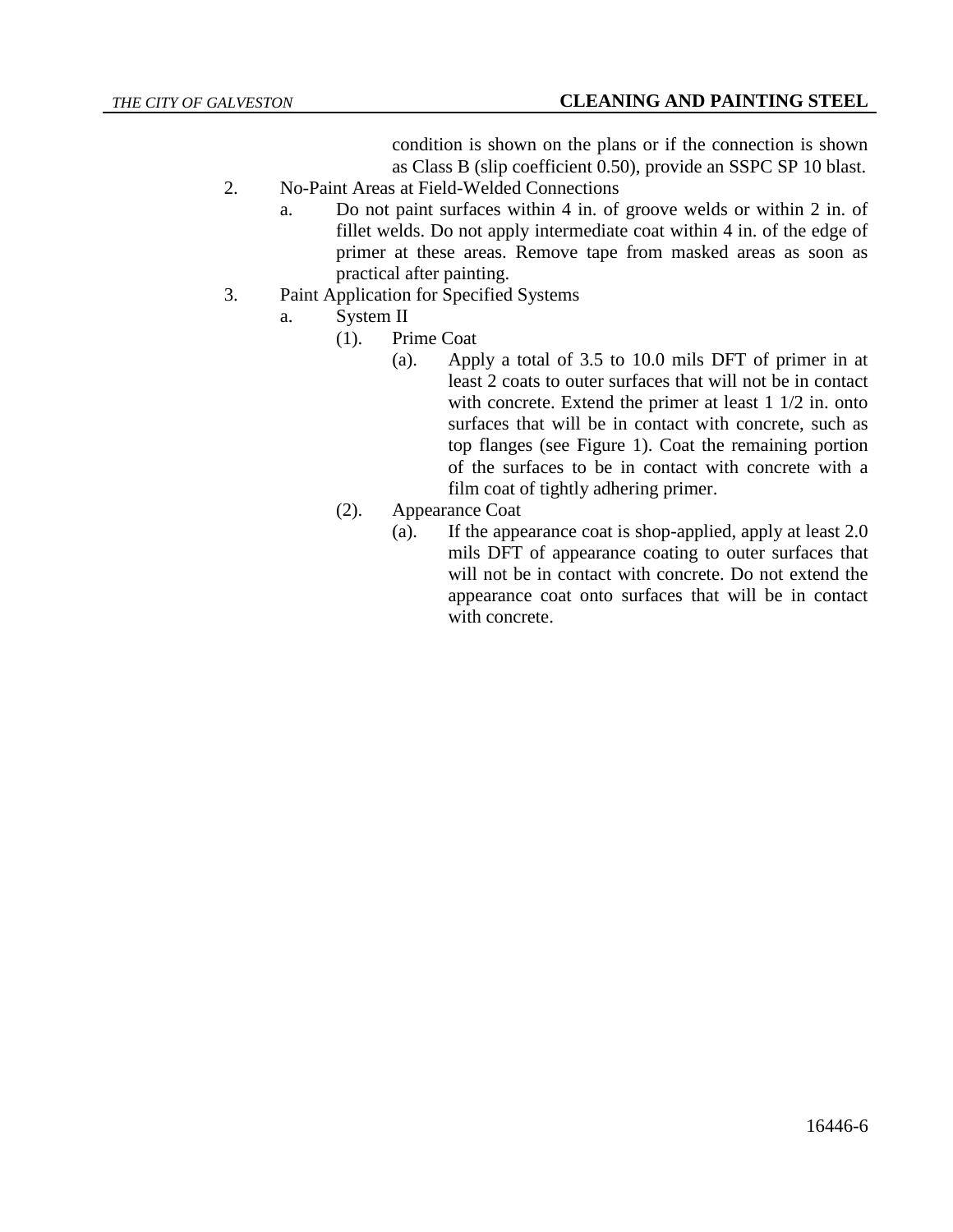condition is shown on the plans or if the connection is shown as Class B (slip coefficient 0.50), provide an SSPC SP 10 blast.

2. No-Paint Areas at Field-Welded Connections
   a. Do not paint surfaces within 4 in. of groove welds or within 2 in. of fillet welds. Do not apply intermediate coat within 4 in. of the edge of primer at these areas. Remove tape from masked areas as soon as practical after painting.

3. Paint Application for Specified Systems
   a. System II
      (1). Prime Coat
         (a). Apply a total of 3.5 to 10.0 mils DFT of primer in at least 2 coats to outer surfaces that will not be in contact with concrete. Extend the primer at least 1 1/2 in. onto surfaces that will be in contact with concrete, such as top flanges (see Figure 1). Coat the remaining portion of the surfaces to be in contact with concrete with a film coat of tightly adhering primer.
      (2). Appearance Coat
         (a). If the appearance coat is shop-applied, apply at least 2.0 mils DFT of appearance coating to outer surfaces that will not be in contact with concrete. Do not extend the appearance coat onto surfaces that will be in contact with concrete.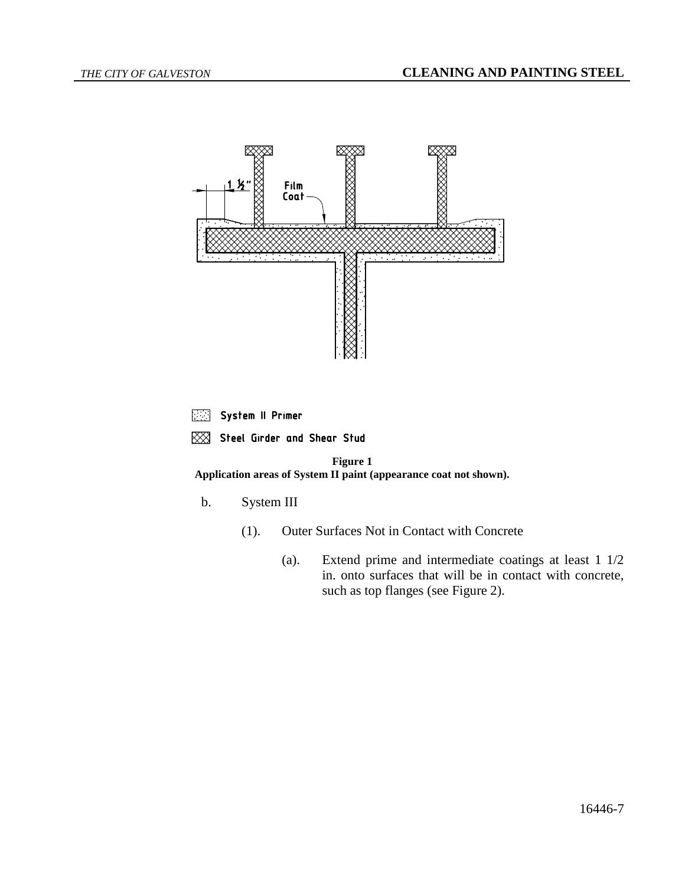**Figure 1**
**Application areas of System II paint (appearance coat not shown).**

b. System III

(1). Outer Surfaces Not in Contact with Concrete

(a). Extend prime and intermediate coatings at least 1 1/2 in. onto surfaces that will be in contact with concrete, such as top flanges (see Figure 2).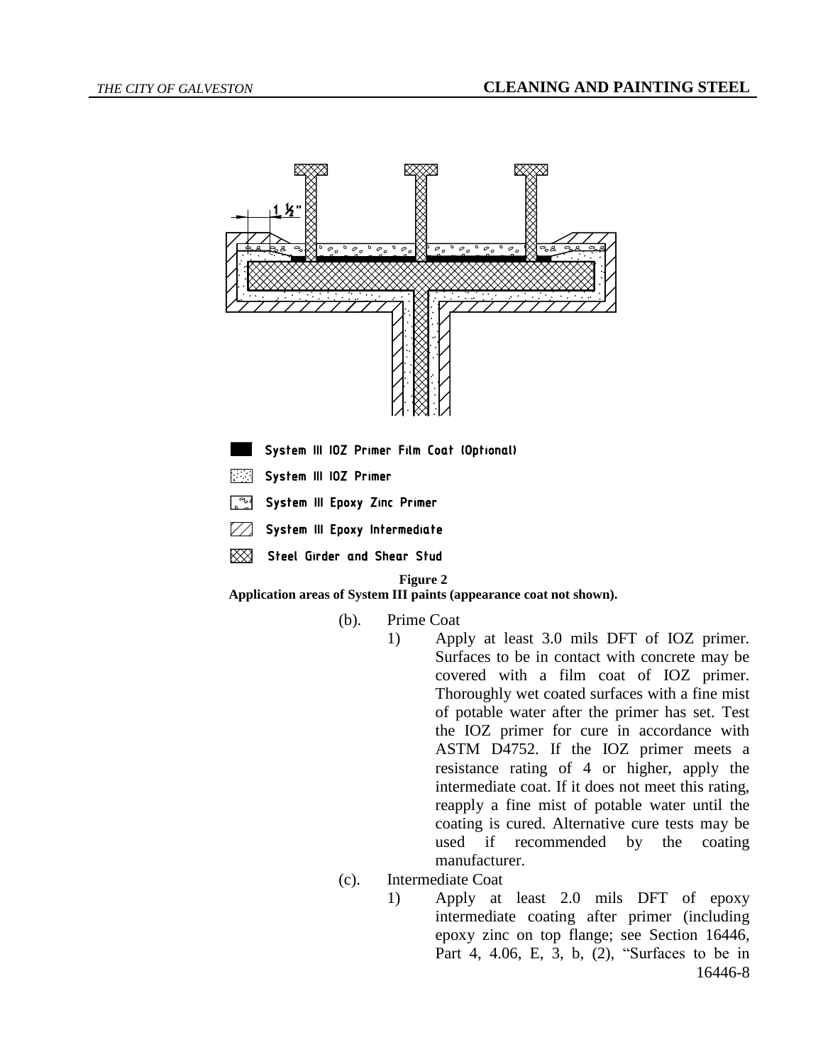1 ½"

System III IOZ Primer Film Coat (Optional)

System III IOZ Primer

System III Epoxy Zinc Primer

System III Epoxy Intermediate

Steel Girder and Shear Stud

**Figure 2**
**Application areas of System III paints (appearance coat not shown).**

(b). Prime Coat

1) Apply at least 3.0 mils DFT of IOZ primer. Surfaces to be in contact with concrete may be covered with a film coat of IOZ primer. Thoroughly wet coated surfaces with a fine mist of potable water after the primer has set. Test the IOZ primer for cure in accordance with ASTM D4752. If the IOZ primer meets a resistance rating of 4 or higher, apply the intermediate coat. If it does not meet this rating, reapply a fine mist of potable water until the coating is cured. Alternative cure tests may be used if recommended by the coating manufacturer.

(c). Intermediate Coat

1) Apply at least 2.0 mils DFT of epoxy intermediate coating after primer (including epoxy zinc on top flange; see Section 16446, Part 4, 4.06, E, 3, b, (2), "Surfaces to be in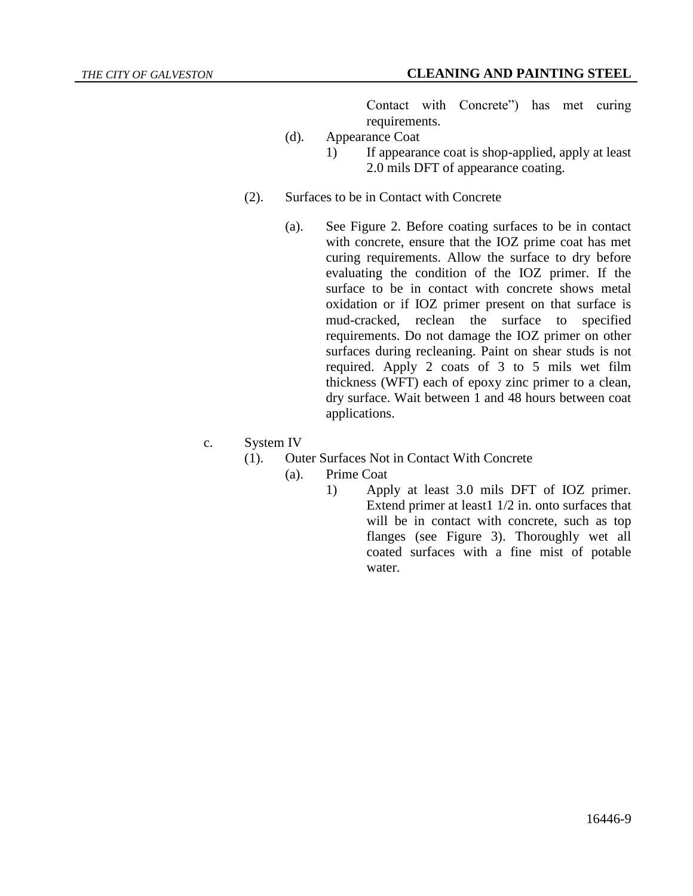Contact with Concrete") has met curing requirements.

(d). Appearance Coat

1) If appearance coat is shop-applied, apply at least 2.0 mils DFT of appearance coating.

(2). Surfaces to be in Contact with Concrete

(a). See Figure 2. Before coating surfaces to be in contact with concrete, ensure that the IOZ prime coat has met curing requirements. Allow the surface to dry before evaluating the condition of the IOZ primer. If the surface to be in contact with concrete shows metal oxidation or if IOZ primer present on that surface is mud-cracked, reclean the surface to specified requirements. Do not damage the IOZ primer on other surfaces during recleaning. Paint on shear studs is not required. Apply 2 coats of 3 to 5 mils wet film thickness (WFT) each of epoxy zinc primer to a clean, dry surface. Wait between 1 and 48 hours between coat applications.

c. System IV

(1). Outer Surfaces Not in Contact With Concrete

(a). Prime Coat

1) Apply at least 3.0 mils DFT of IOZ primer. Extend primer at least1 1/2 in. onto surfaces that will be in contact with concrete, such as top flanges (see Figure 3). Thoroughly wet all coated surfaces with a fine mist of potable water.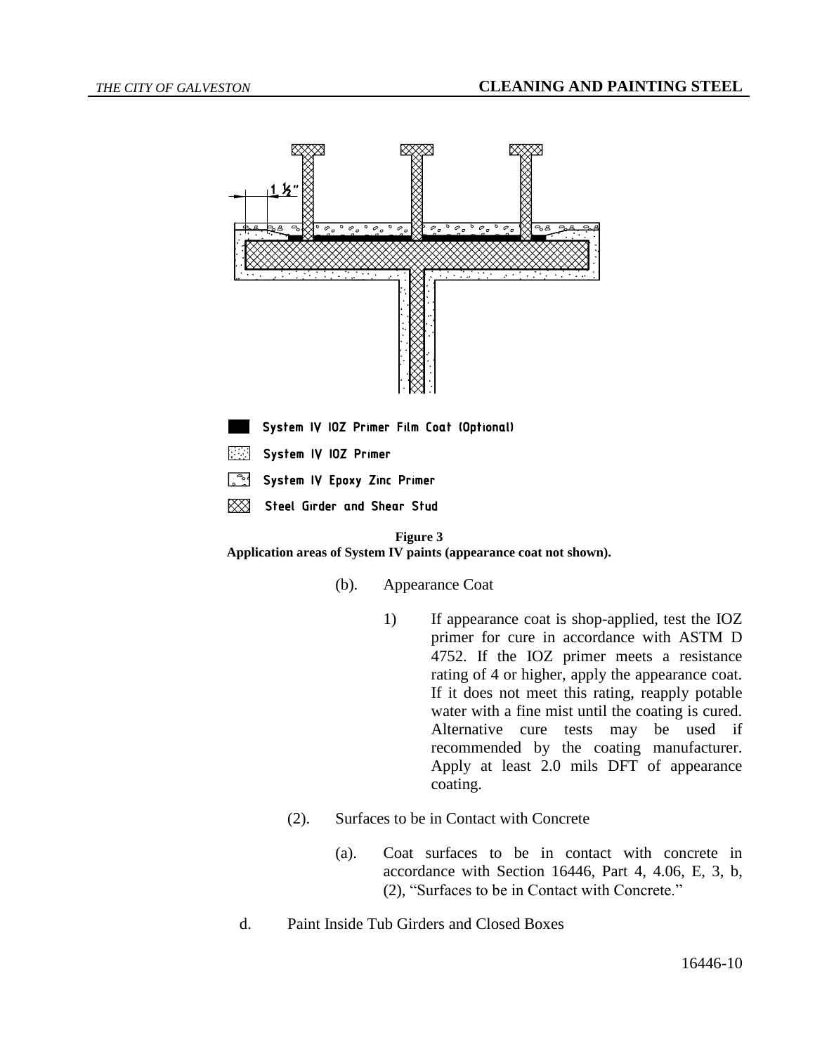Figure 3
Application areas of System IV paints (appearance coat not shown).

(b). Appearance Coat

1) If appearance coat is shop-applied, test the IOZ primer for cure in accordance with ASTM D 4752. If the IOZ primer meets a resistance rating of 4 or higher, apply the appearance coat. If it does not meet this rating, reapply potable water with a fine mist until the coating is cured. Alternative cure tests may be used if recommended by the coating manufacturer. Apply at least 2.0 mils DFT of appearance coating.

(2). Surfaces to be in Contact with Concrete

(a). Coat surfaces to be in contact with concrete in accordance with Section 16446, Part 4, 4.06, E, 3, b, (2), "Surfaces to be in Contact with Concrete."

d. Paint Inside Tub Girders and Closed Boxes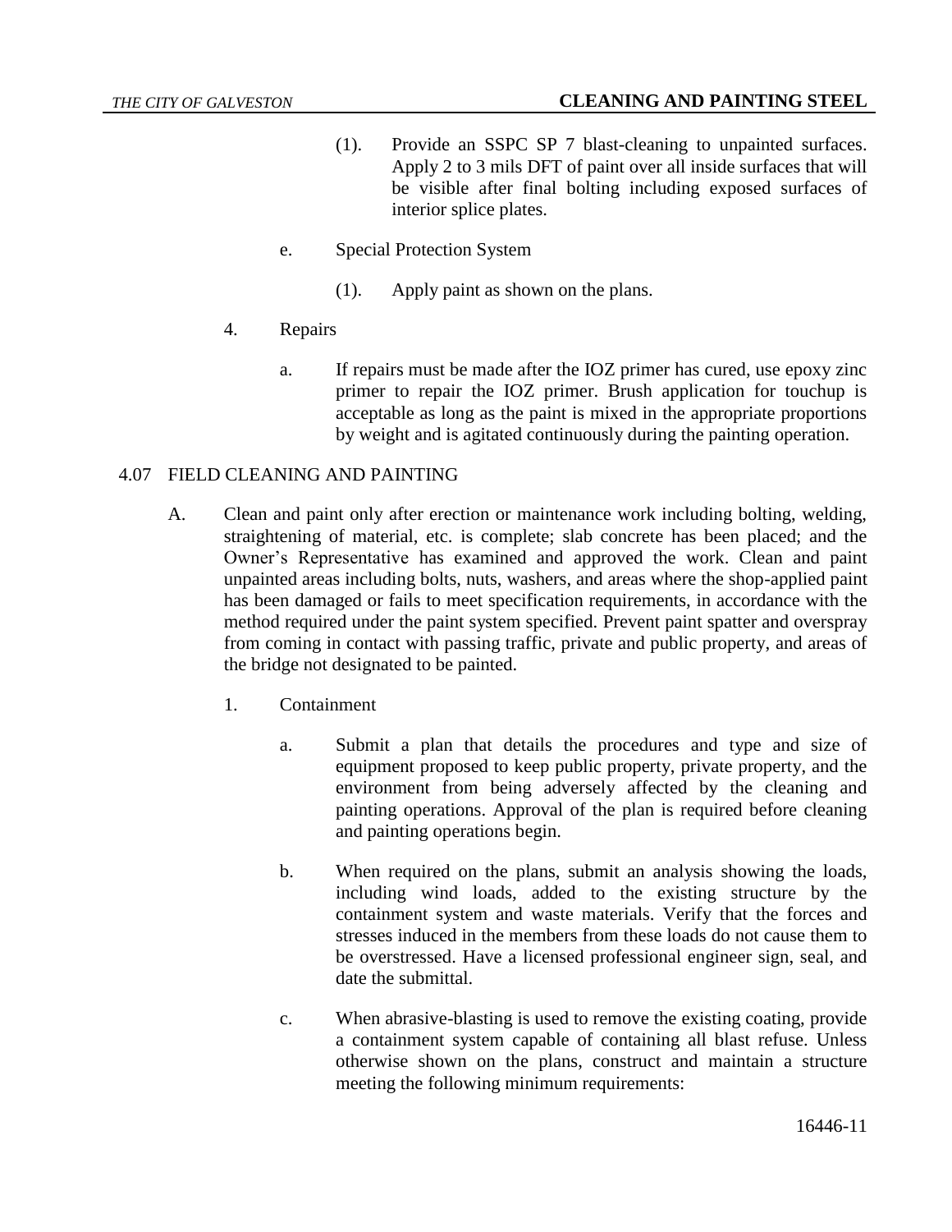(1). Provide an SSPC SP 7 blast-cleaning to unpainted surfaces. Apply 2 to 3 mils DFT of paint over all inside surfaces that will be visible after final bolting including exposed surfaces of interior splice plates.

e. Special Protection System

(1). Apply paint as shown on the plans.

4. Repairs

a. If repairs must be made after the IOZ primer has cured, use epoxy zinc primer to repair the IOZ primer. Brush application for touchup is acceptable as long as the paint is mixed in the appropriate proportions by weight and is agitated continuously during the painting operation.

## 4.07 FIELD CLEANING AND PAINTING

A. Clean and paint only after erection or maintenance work including bolting, welding, straightening of material, etc. is complete; slab concrete has been placed; and the Owner's Representative has examined and approved the work. Clean and paint unpainted areas including bolts, nuts, washers, and areas where the shop-applied paint has been damaged or fails to meet specification requirements, in accordance with the method required under the paint system specified. Prevent paint spatter and overspray from coming in contact with passing traffic, private and public property, and areas of the bridge not designated to be painted.

1. Containment

a. Submit a plan that details the procedures and type and size of equipment proposed to keep public property, private property, and the environment from being adversely affected by the cleaning and painting operations. Approval of the plan is required before cleaning and painting operations begin.

b. When required on the plans, submit an analysis showing the loads, including wind loads, added to the existing structure by the containment system and waste materials. Verify that the forces and stresses induced in the members from these loads do not cause them to be overstressed. Have a licensed professional engineer sign, seal, and date the submittal.

c. When abrasive-blasting is used to remove the existing coating, provide a containment system capable of containing all blast refuse. Unless otherwise shown on the plans, construct and maintain a structure meeting the following minimum requirements: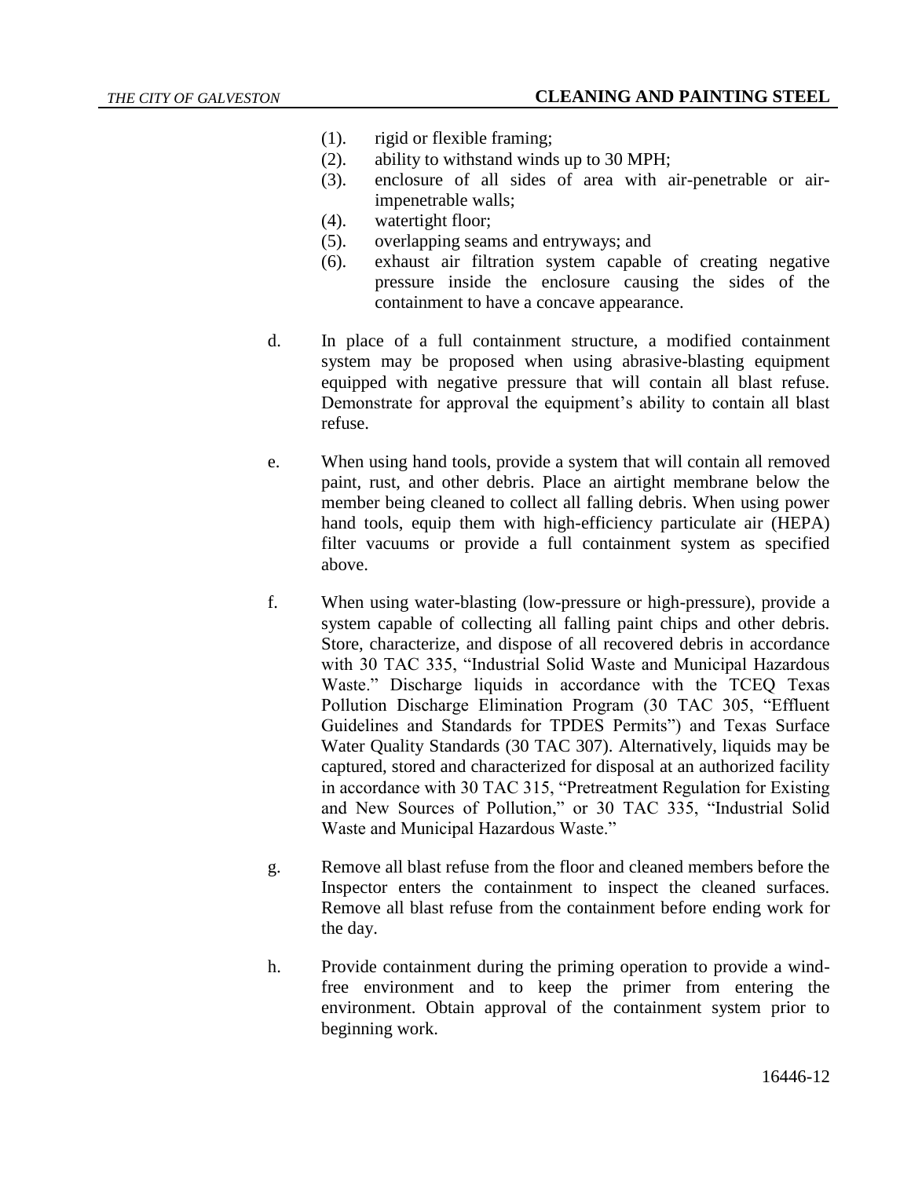(1). rigid or flexible framing;

(2). ability to withstand winds up to 30 MPH;

(3). enclosure of all sides of area with air-penetrable or air-impenetrable walls;

(4). watertight floor;

(5). overlapping seams and entryways; and

(6). exhaust air filtration system capable of creating negative pressure inside the enclosure causing the sides of the containment to have a concave appearance.

d. In place of a full containment structure, a modified containment system may be proposed when using abrasive-blasting equipment equipped with negative pressure that will contain all blast refuse. Demonstrate for approval the equipment's ability to contain all blast refuse.

e. When using hand tools, provide a system that will contain all removed paint, rust, and other debris. Place an airtight membrane below the member being cleaned to collect all falling debris. When using power hand tools, equip them with high-efficiency particulate air (HEPA) filter vacuums or provide a full containment system as specified above.

f. When using water-blasting (low-pressure or high-pressure), provide a system capable of collecting all falling paint chips and other debris. Store, characterize, and dispose of all recovered debris in accordance with 30 TAC 335, "Industrial Solid Waste and Municipal Hazardous Waste." Discharge liquids in accordance with the TCEQ Texas Pollution Discharge Elimination Program (30 TAC 305, "Effluent Guidelines and Standards for TPDES Permits") and Texas Surface Water Quality Standards (30 TAC 307). Alternatively, liquids may be captured, stored and characterized for disposal at an authorized facility in accordance with 30 TAC 315, "Pretreatment Regulation for Existing and New Sources of Pollution," or 30 TAC 335, "Industrial Solid Waste and Municipal Hazardous Waste."

g. Remove all blast refuse from the floor and cleaned members before the Inspector enters the containment to inspect the cleaned surfaces. Remove all blast refuse from the containment before ending work for the day.

h. Provide containment during the priming operation to provide a wind-free environment and to keep the primer from entering the environment. Obtain approval of the containment system prior to beginning work.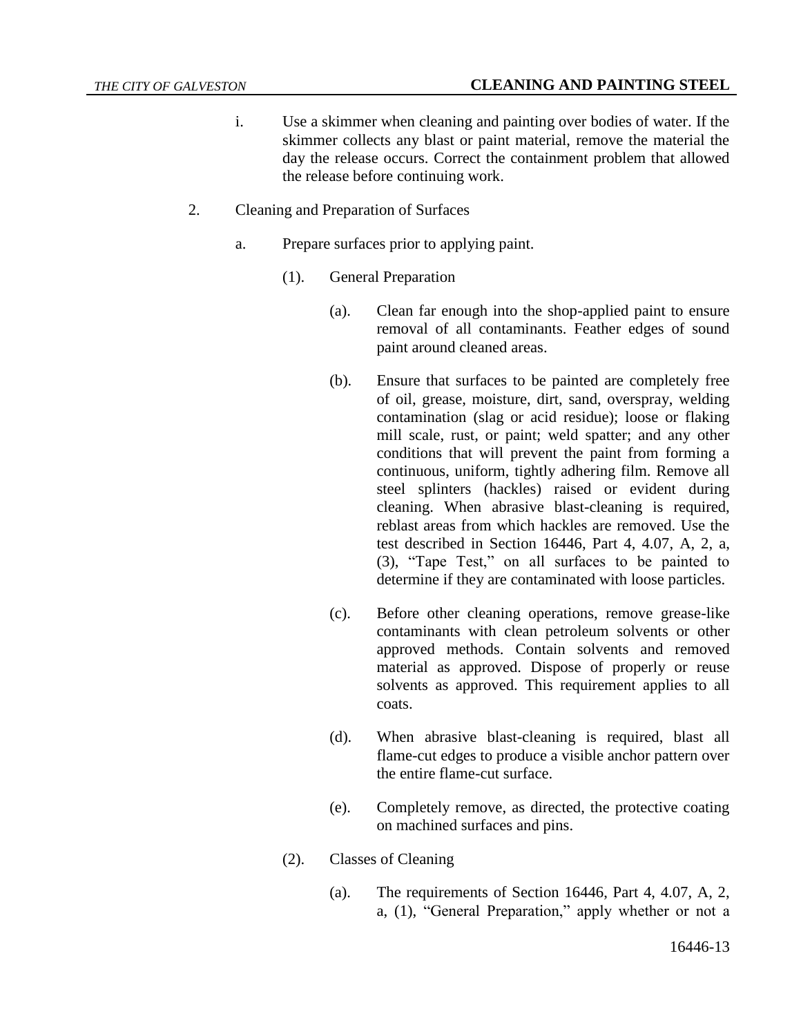i. Use a skimmer when cleaning and painting over bodies of water. If the skimmer collects any blast or paint material, remove the material the day the release occurs. Correct the containment problem that allowed the release before continuing work.

2. Cleaning and Preparation of Surfaces

   a. Prepare surfaces prior to applying paint.

      (1). General Preparation

         (a). Clean far enough into the shop-applied paint to ensure removal of all contaminants. Feather edges of sound paint around cleaned areas.

         (b). Ensure that surfaces to be painted are completely free of oil, grease, moisture, dirt, sand, overspray, welding contamination (slag or acid residue); loose or flaking mill scale, rust, or paint; weld spatter; and any other conditions that will prevent the paint from forming a continuous, uniform, tightly adhering film. Remove all steel splinters (hackles) raised or evident during cleaning. When abrasive blast-cleaning is required, reblast areas from which hackles are removed. Use the test described in Section 16446, Part 4, 4.07, A, 2, a, (3), "Tape Test," on all surfaces to be painted to determine if they are contaminated with loose particles.

         (c). Before other cleaning operations, remove grease-like contaminants with clean petroleum solvents or other approved methods. Contain solvents and removed material as approved. Dispose of properly or reuse solvents as approved. This requirement applies to all coats.

         (d). When abrasive blast-cleaning is required, blast all flame-cut edges to produce a visible anchor pattern over the entire flame-cut surface.

         (e). Completely remove, as directed, the protective coating on machined surfaces and pins.

      (2). Classes of Cleaning

         (a). The requirements of Section 16446, Part 4, 4.07, A, 2, a, (1), "General Preparation," apply whether or not a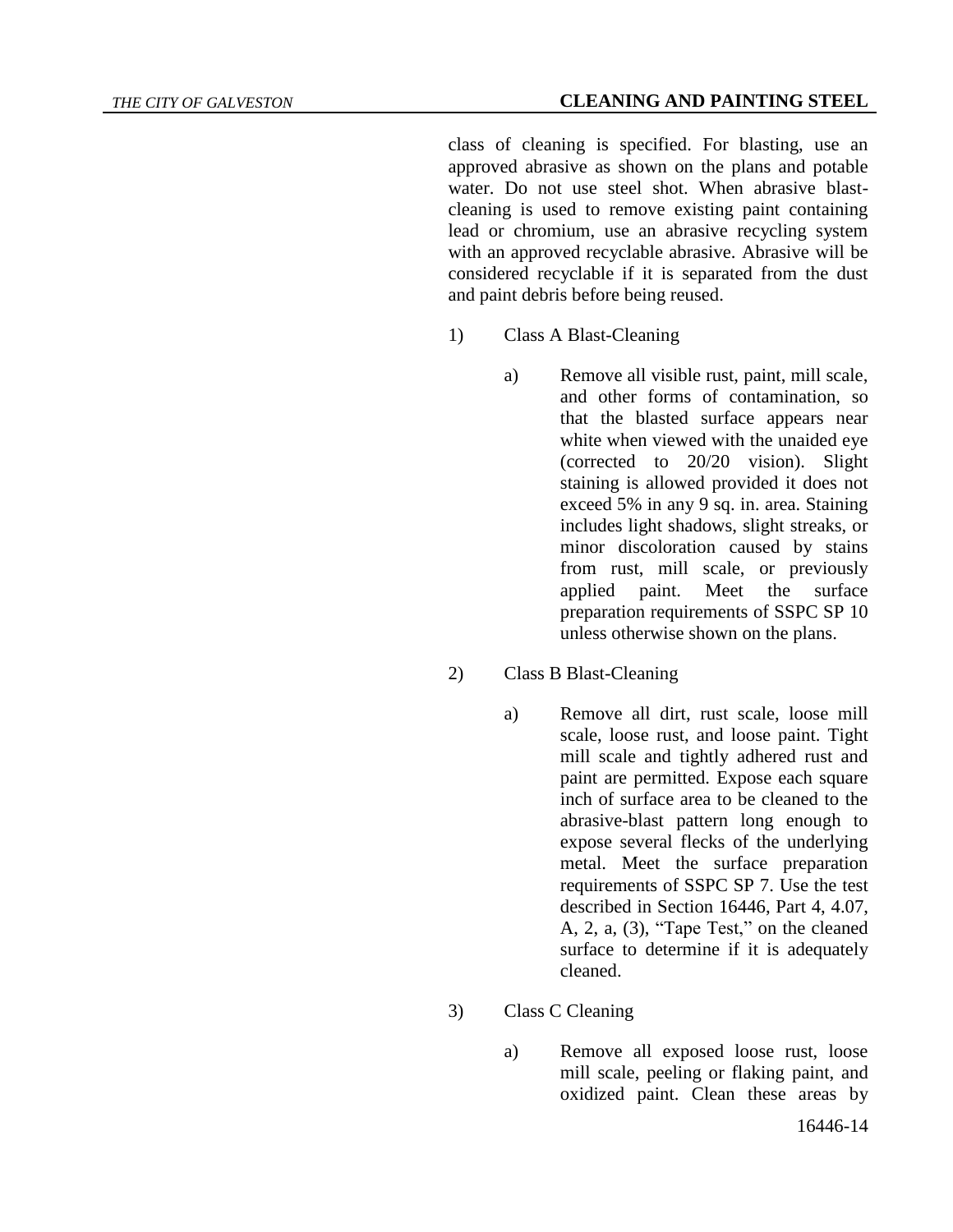class of cleaning is specified. For blasting, use an approved abrasive as shown on the plans and potable water. Do not use steel shot. When abrasive blast-cleaning is used to remove existing paint containing lead or chromium, use an abrasive recycling system with an approved recyclable abrasive. Abrasive will be considered recyclable if it is separated from the dust and paint debris before being reused.

1) Class A Blast-Cleaning

    a) Remove all visible rust, paint, mill scale, and other forms of contamination, so that the blasted surface appears near white when viewed with the unaided eye (corrected to 20/20 vision). Slight staining is allowed provided it does not exceed 5% in any 9 sq. in. area. Staining includes light shadows, slight streaks, or minor discoloration caused by stains from rust, mill scale, or previously applied paint. Meet the surface preparation requirements of SSPC SP 10 unless otherwise shown on the plans.

2) Class B Blast-Cleaning

    a) Remove all dirt, rust scale, loose mill scale, loose rust, and loose paint. Tight mill scale and tightly adhered rust and paint are permitted. Expose each square inch of surface area to be cleaned to the abrasive-blast pattern long enough to expose several flecks of the underlying metal. Meet the surface preparation requirements of SSPC SP 7. Use the test described in Section 16446, Part 4, 4.07, A, 2, a, (3), "Tape Test," on the cleaned surface to determine if it is adequately cleaned.

3) Class C Cleaning

    a) Remove all exposed loose rust, loose mill scale, peeling or flaking paint, and oxidized paint. Clean these areas by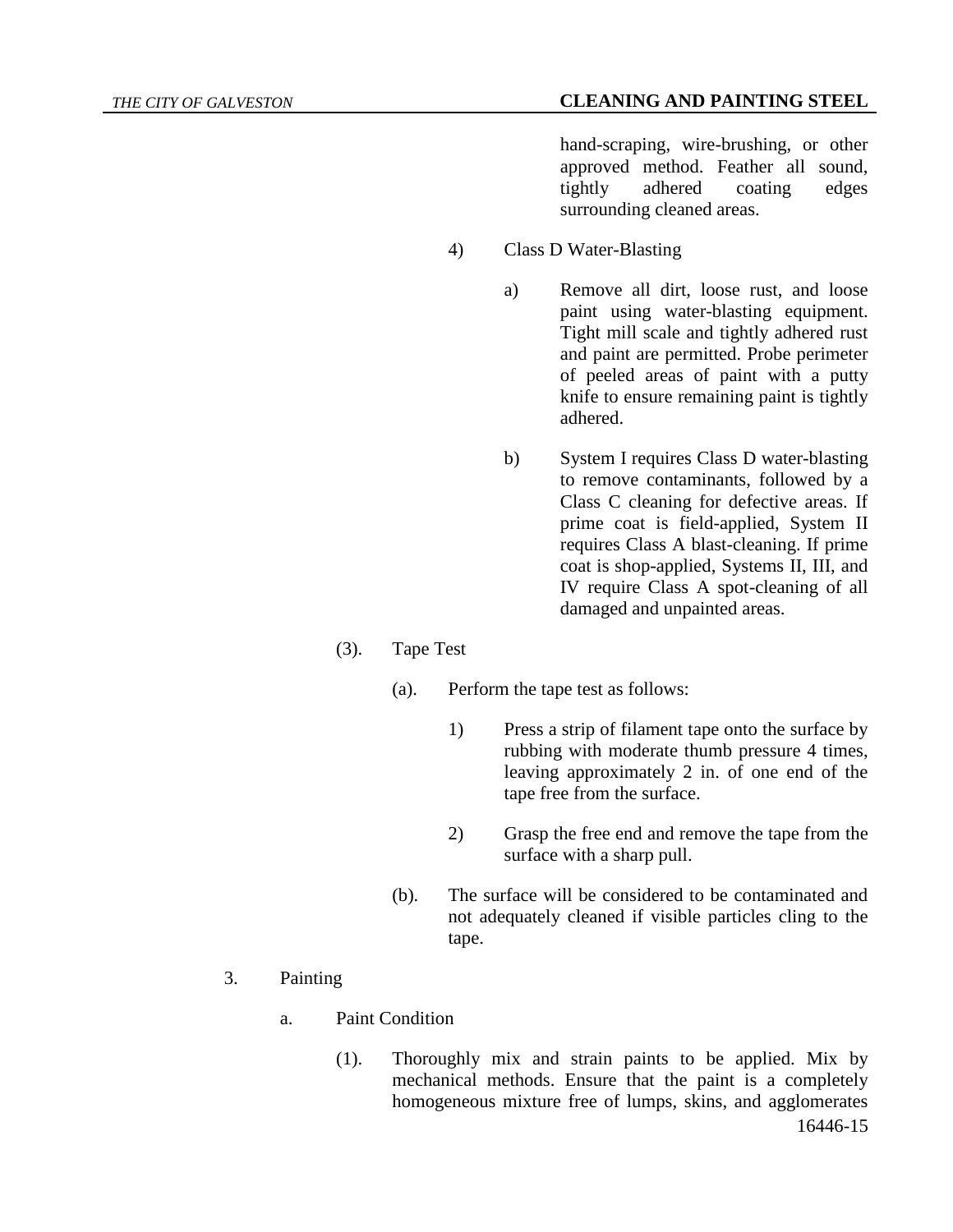hand-scraping, wire-brushing, or other approved method. Feather all sound, tightly adhered coating edges surrounding cleaned areas.

4) Class D Water-Blasting

a) Remove all dirt, loose rust, and loose paint using water-blasting equipment. Tight mill scale and tightly adhered rust and paint are permitted. Probe perimeter of peeled areas of paint with a putty knife to ensure remaining paint is tightly adhered.

b) System I requires Class D water-blasting to remove contaminants, followed by a Class C cleaning for defective areas. If prime coat is field-applied, System II requires Class A blast-cleaning. If prime coat is shop-applied, Systems II, III, and IV require Class A spot-cleaning of all damaged and unpainted areas.

(3). Tape Test

(a). Perform the tape test as follows:

1) Press a strip of filament tape onto the surface by rubbing with moderate thumb pressure 4 times, leaving approximately 2 in. of one end of the tape free from the surface.

2) Grasp the free end and remove the tape from the surface with a sharp pull.

(b). The surface will be considered to be contaminated and not adequately cleaned if visible particles cling to the tape.

3. Painting

a. Paint Condition

(1). Thoroughly mix and strain paints to be applied. Mix by mechanical methods. Ensure that the paint is a completely homogeneous mixture free of lumps, skins, and agglomerates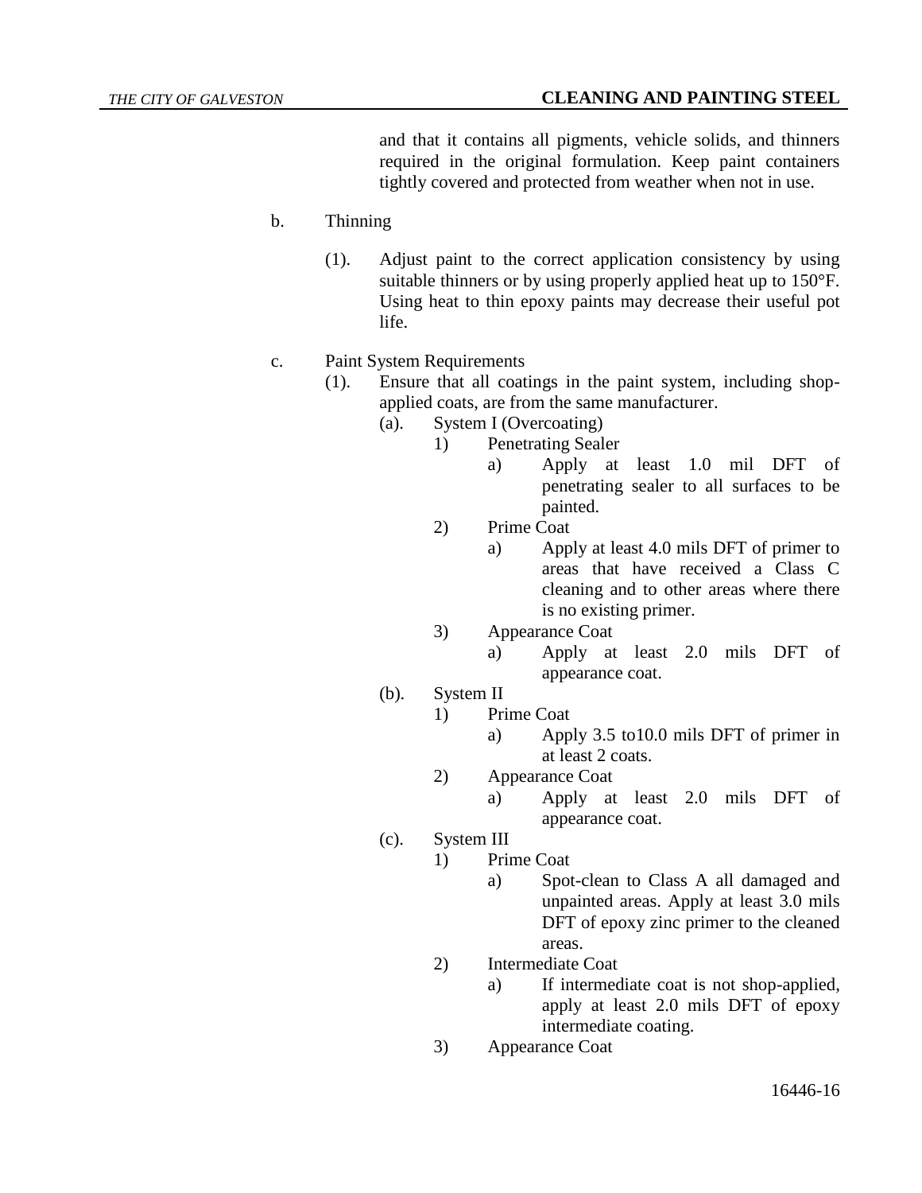and that it contains all pigments, vehicle solids, and thinners required in the original formulation. Keep paint containers tightly covered and protected from weather when not in use.

b. Thinning

(1). Adjust paint to the correct application consistency by using suitable thinners or by using properly applied heat up to 150°F. Using heat to thin epoxy paints may decrease their useful pot life.

c. Paint System Requirements

(1). Ensure that all coatings in the paint system, including shop-applied coats, are from the same manufacturer.

(a). System I (Overcoating)

1) Penetrating Sealer

a) Apply at least 1.0 mil DFT of penetrating sealer to all surfaces to be painted.

2) Prime Coat

a) Apply at least 4.0 mils DFT of primer to areas that have received a Class C cleaning and to other areas where there is no existing primer.

3) Appearance Coat

a) Apply at least 2.0 mils DFT of appearance coat.

(b). System II

1) Prime Coat

a) Apply 3.5 to10.0 mils DFT of primer in at least 2 coats.

2) Appearance Coat

a) Apply at least 2.0 mils DFT of appearance coat.

(c). System III

1) Prime Coat

a) Spot-clean to Class A all damaged and unpainted areas. Apply at least 3.0 mils DFT of epoxy zinc primer to the cleaned areas.

2) Intermediate Coat

a) If intermediate coat is not shop-applied, apply at least 2.0 mils DFT of epoxy intermediate coating.

3) Appearance Coat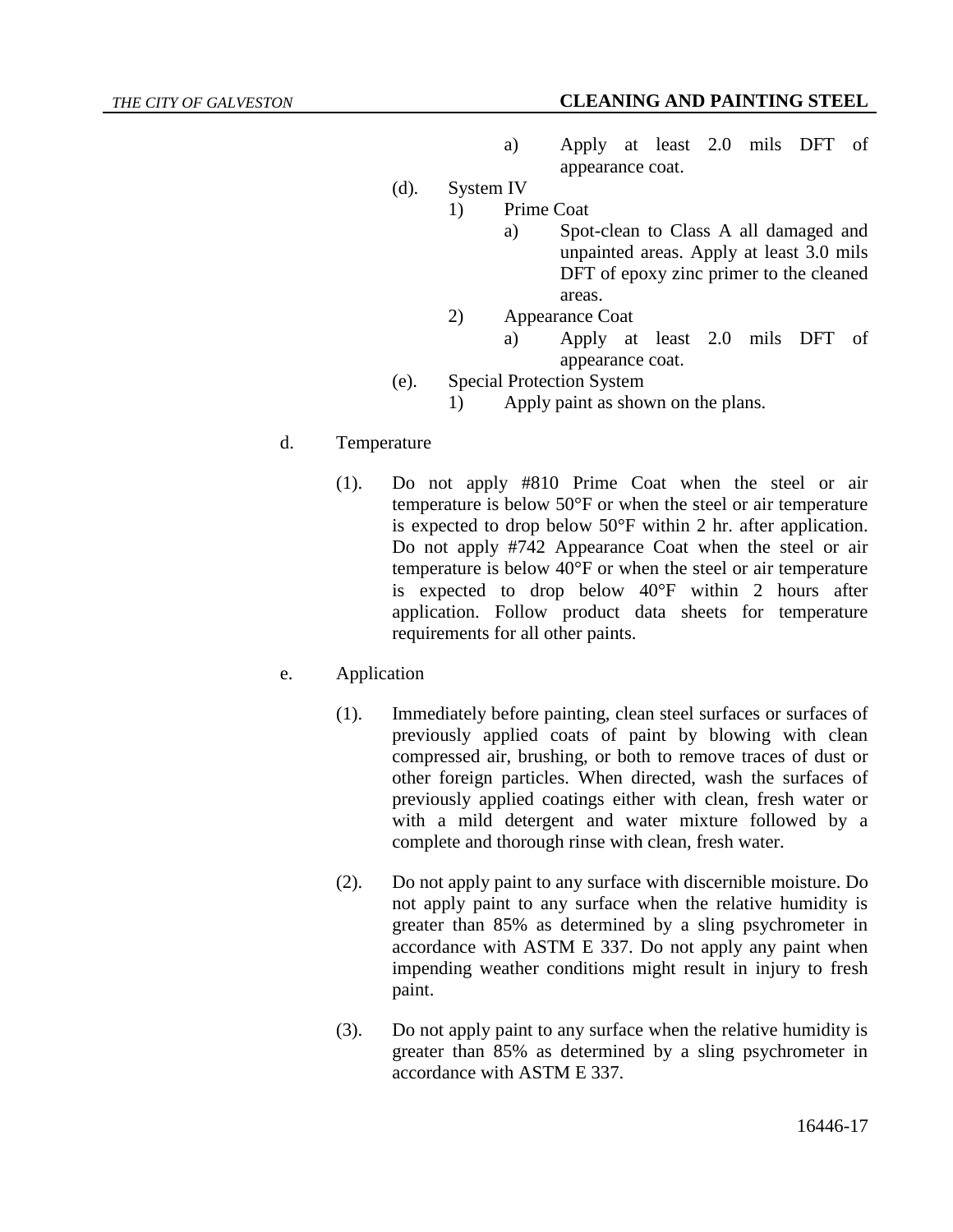a) Apply at least 2.0 mils DFT of appearance coat.

(d). System IV

1) Prime Coat

a) Spot-clean to Class A all damaged and unpainted areas. Apply at least 3.0 mils DFT of epoxy zinc primer to the cleaned areas.

2) Appearance Coat

a) Apply at least 2.0 mils DFT of appearance coat.

(e). Special Protection System

1) Apply paint as shown on the plans.

d. Temperature

(1). Do not apply #810 Prime Coat when the steel or air temperature is below 50°F or when the steel or air temperature is expected to drop below 50°F within 2 hr. after application. Do not apply #742 Appearance Coat when the steel or air temperature is below 40°F or when the steel or air temperature is expected to drop below 40°F within 2 hours after application. Follow product data sheets for temperature requirements for all other paints.

e. Application

(1). Immediately before painting, clean steel surfaces or surfaces of previously applied coats of paint by blowing with clean compressed air, brushing, or both to remove traces of dust or other foreign particles. When directed, wash the surfaces of previously applied coatings either with clean, fresh water or with a mild detergent and water mixture followed by a complete and thorough rinse with clean, fresh water.

(2). Do not apply paint to any surface with discernible moisture. Do not apply paint to any surface when the relative humidity is greater than 85% as determined by a sling psychrometer in accordance with ASTM E 337. Do not apply any paint when impending weather conditions might result in injury to fresh paint.

(3). Do not apply paint to any surface when the relative humidity is greater than 85% as determined by a sling psychrometer in accordance with ASTM E 337.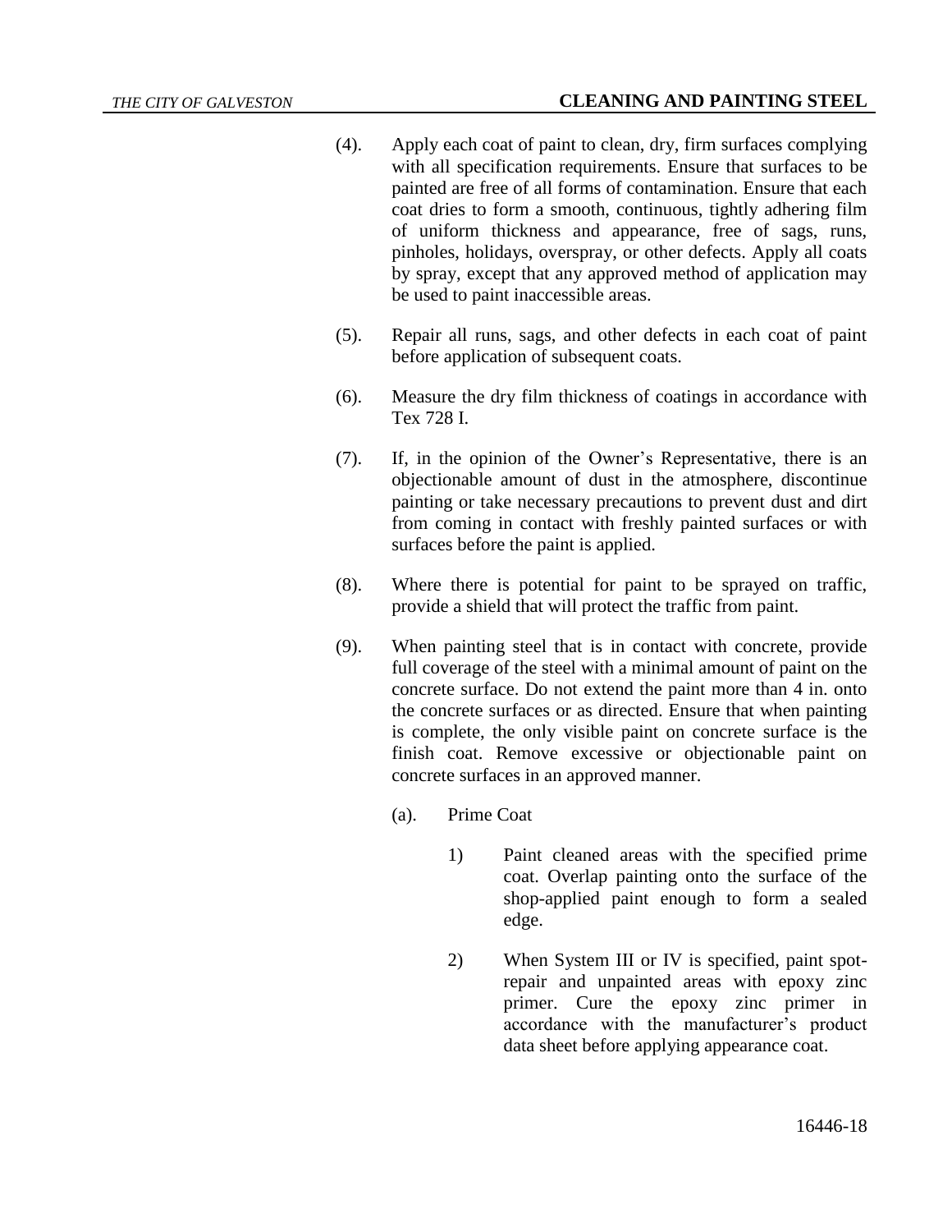(4). Apply each coat of paint to clean, dry, firm surfaces complying with all specification requirements. Ensure that surfaces to be painted are free of all forms of contamination. Ensure that each coat dries to form a smooth, continuous, tightly adhering film of uniform thickness and appearance, free of sags, runs, pinholes, holidays, overspray, or other defects. Apply all coats by spray, except that any approved method of application may be used to paint inaccessible areas.

(5). Repair all runs, sags, and other defects in each coat of paint before application of subsequent coats.

(6). Measure the dry film thickness of coatings in accordance with Tex 728 I.

(7). If, in the opinion of the Owner's Representative, there is an objectionable amount of dust in the atmosphere, discontinue painting or take necessary precautions to prevent dust and dirt from coming in contact with freshly painted surfaces or with surfaces before the paint is applied.

(8). Where there is potential for paint to be sprayed on traffic, provide a shield that will protect the traffic from paint.

(9). When painting steel that is in contact with concrete, provide full coverage of the steel with a minimal amount of paint on the concrete surface. Do not extend the paint more than 4 in. onto the concrete surfaces or as directed. Ensure that when painting is complete, the only visible paint on concrete surface is the finish coat. Remove excessive or objectionable paint on concrete surfaces in an approved manner.

(a). Prime Coat

1) Paint cleaned areas with the specified prime coat. Overlap painting onto the surface of the shop-applied paint enough to form a sealed edge.

2) When System III or IV is specified, paint spot-repair and unpainted areas with epoxy zinc primer. Cure the epoxy zinc primer in accordance with the manufacturer's product data sheet before applying appearance coat.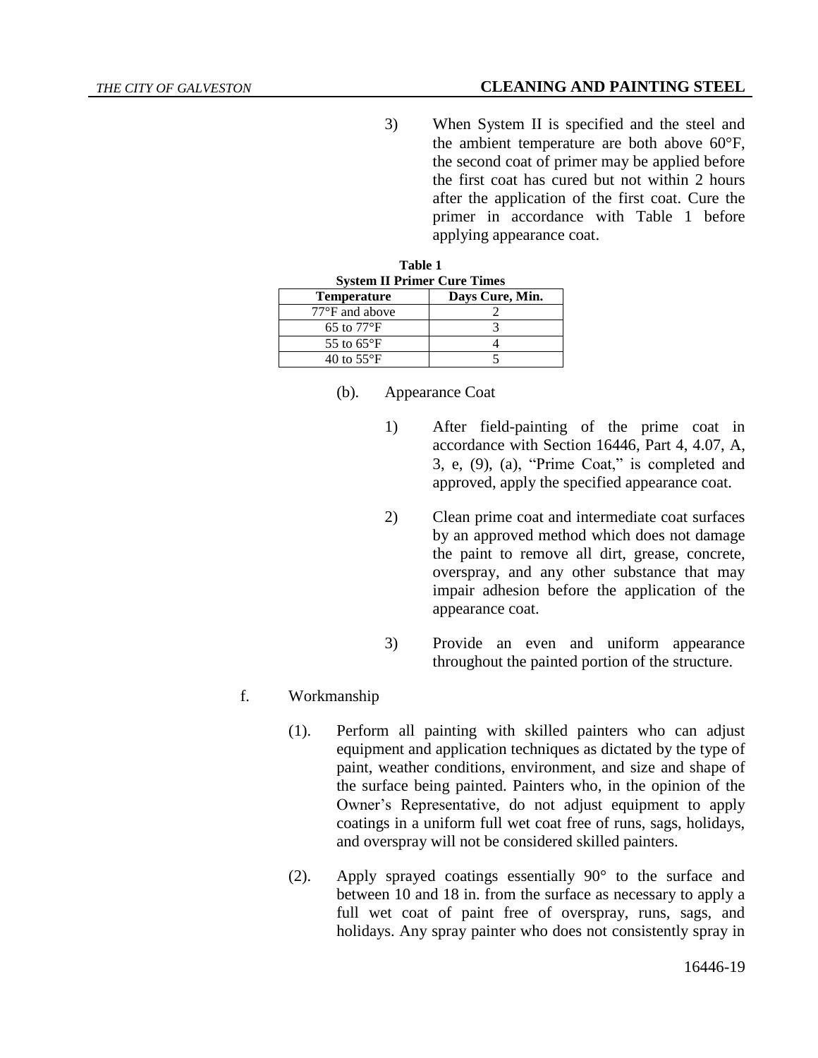3) When System II is specified and the steel and the ambient temperature are both above 60°F, the second coat of primer may be applied before the first coat has cured but not within 2 hours after the application of the first coat. Cure the primer in accordance with Table 1 before applying appearance coat.

**Table 1**
**System II Primer Cure Times**

| Temperature | Days Cure, Min. |
|---|---|
| 77°F and above | 2 |
| 65 to 77°F | 3 |
| 55 to 65°F | 4 |
| 40 to 55°F | 5 |

(b). Appearance Coat

1) After field-painting of the prime coat in accordance with Section 16446, Part 4, 4.07, A, 3, e, (9), (a), "Prime Coat," is completed and approved, apply the specified appearance coat.

2) Clean prime coat and intermediate coat surfaces by an approved method which does not damage the paint to remove all dirt, grease, concrete, overspray, and any other substance that may impair adhesion before the application of the appearance coat.

3) Provide an even and uniform appearance throughout the painted portion of the structure.

f. Workmanship

(1). Perform all painting with skilled painters who can adjust equipment and application techniques as dictated by the type of paint, weather conditions, environment, and size and shape of the surface being painted. Painters who, in the opinion of the Owner's Representative, do not adjust equipment to apply coatings in a uniform full wet coat free of runs, sags, holidays, and overspray will not be considered skilled painters.

(2). Apply sprayed coatings essentially 90° to the surface and between 10 and 18 in. from the surface as necessary to apply a full wet coat of paint free of overspray, runs, sags, and holidays. Any spray painter who does not consistently spray in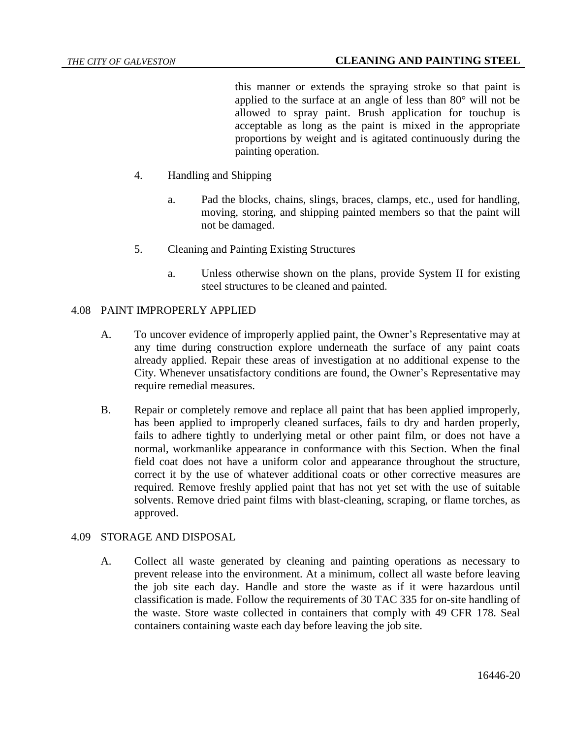this manner or extends the spraying stroke so that paint is applied to the surface at an angle of less than 80° will not be allowed to spray paint. Brush application for touchup is acceptable as long as the paint is mixed in the appropriate proportions by weight and is agitated continuously during the painting operation.

4. Handling and Shipping

   a. Pad the blocks, chains, slings, braces, clamps, etc., used for handling, moving, storing, and shipping painted members so that the paint will not be damaged.

5. Cleaning and Painting Existing Structures

   a. Unless otherwise shown on the plans, provide System II for existing steel structures to be cleaned and painted.

## 4.08 PAINT IMPROPERLY APPLIED

A. To uncover evidence of improperly applied paint, the Owner's Representative may at any time during construction explore underneath the surface of any paint coats already applied. Repair these areas of investigation at no additional expense to the City. Whenever unsatisfactory conditions are found, the Owner's Representative may require remedial measures.

B. Repair or completely remove and replace all paint that has been applied improperly, has been applied to improperly cleaned surfaces, fails to dry and harden properly, fails to adhere tightly to underlying metal or other paint film, or does not have a normal, workmanlike appearance in conformance with this Section. When the final field coat does not have a uniform color and appearance throughout the structure, correct it by the use of whatever additional coats or other corrective measures are required. Remove freshly applied paint that has not yet set with the use of suitable solvents. Remove dried paint films with blast-cleaning, scraping, or flame torches, as approved.

## 4.09 STORAGE AND DISPOSAL

A. Collect all waste generated by cleaning and painting operations as necessary to prevent release into the environment. At a minimum, collect all waste before leaving the job site each day. Handle and store the waste as if it were hazardous until classification is made. Follow the requirements of 30 TAC 335 for on-site handling of the waste. Store waste collected in containers that comply with 49 CFR 178. Seal containers containing waste each day before leaving the job site.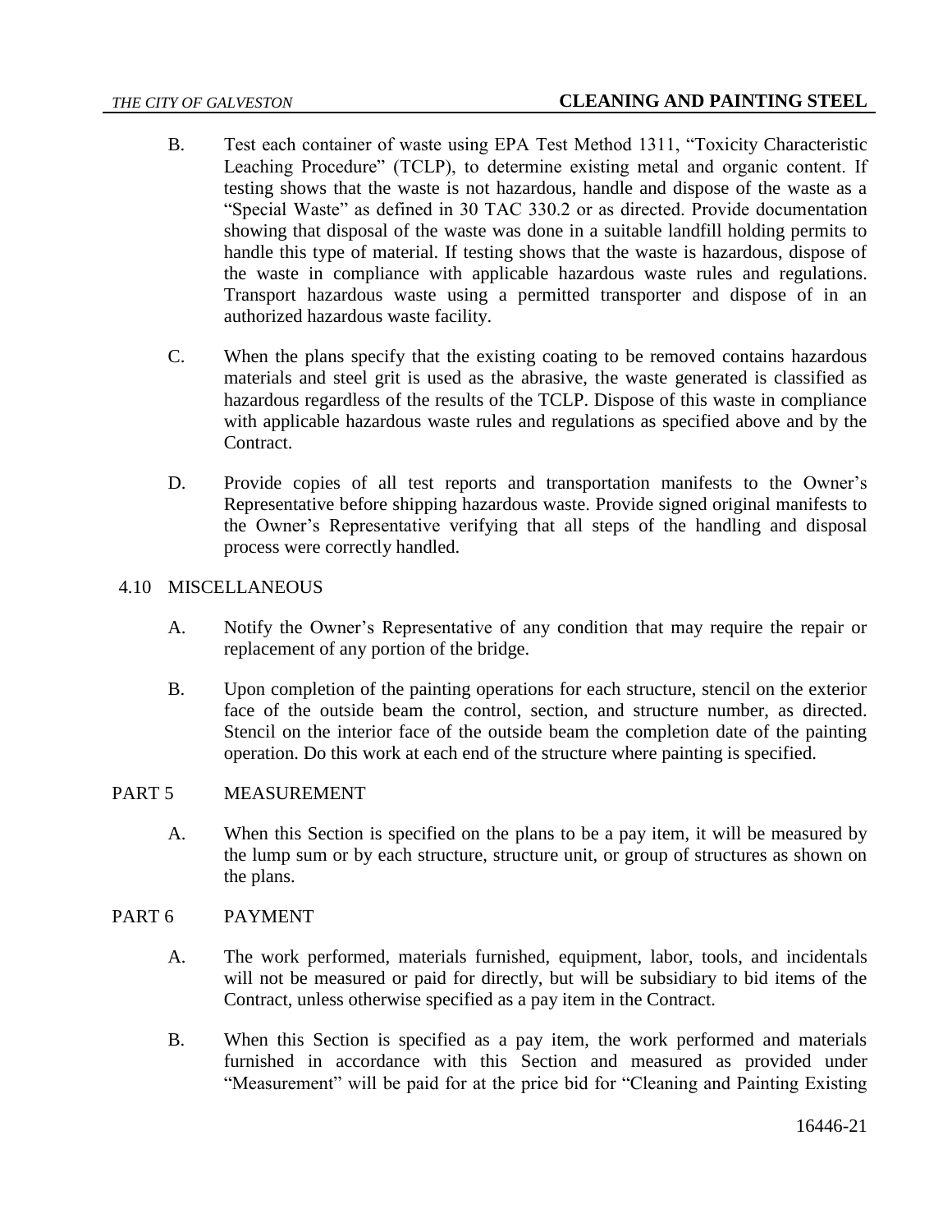B. Test each container of waste using EPA Test Method 1311, "Toxicity Characteristic Leaching Procedure" (TCLP), to determine existing metal and organic content. If testing shows that the waste is not hazardous, handle and dispose of the waste as a "Special Waste" as defined in 30 TAC 330.2 or as directed. Provide documentation showing that disposal of the waste was done in a suitable landfill holding permits to handle this type of material. If testing shows that the waste is hazardous, dispose of the waste in compliance with applicable hazardous waste rules and regulations. Transport hazardous waste using a permitted transporter and dispose of in an authorized hazardous waste facility.

C. When the plans specify that the existing coating to be removed contains hazardous materials and steel grit is used as the abrasive, the waste generated is classified as hazardous regardless of the results of the TCLP. Dispose of this waste in compliance with applicable hazardous waste rules and regulations as specified above and by the Contract.

D. Provide copies of all test reports and transportation manifests to the Owner's Representative before shipping hazardous waste. Provide signed original manifests to the Owner's Representative verifying that all steps of the handling and disposal process were correctly handled.

## 4.10 MISCELLANEOUS

A. Notify the Owner's Representative of any condition that may require the repair or replacement of any portion of the bridge.

B. Upon completion of the painting operations for each structure, stencil on the exterior face of the outside beam the control, section, and structure number, as directed. Stencil on the interior face of the outside beam the completion date of the painting operation. Do this work at each end of the structure where painting is specified.

## PART 5 MEASUREMENT

A. When this Section is specified on the plans to be a pay item, it will be measured by the lump sum or by each structure, structure unit, or group of structures as shown on the plans.

## PART 6 PAYMENT

A. The work performed, materials furnished, equipment, labor, tools, and incidentals will not be measured or paid for directly, but will be subsidiary to bid items of the Contract, unless otherwise specified as a pay item in the Contract.

B. When this Section is specified as a pay item, the work performed and materials furnished in accordance with this Section and measured as provided under "Measurement" will be paid for at the price bid for "Cleaning and Painting Existing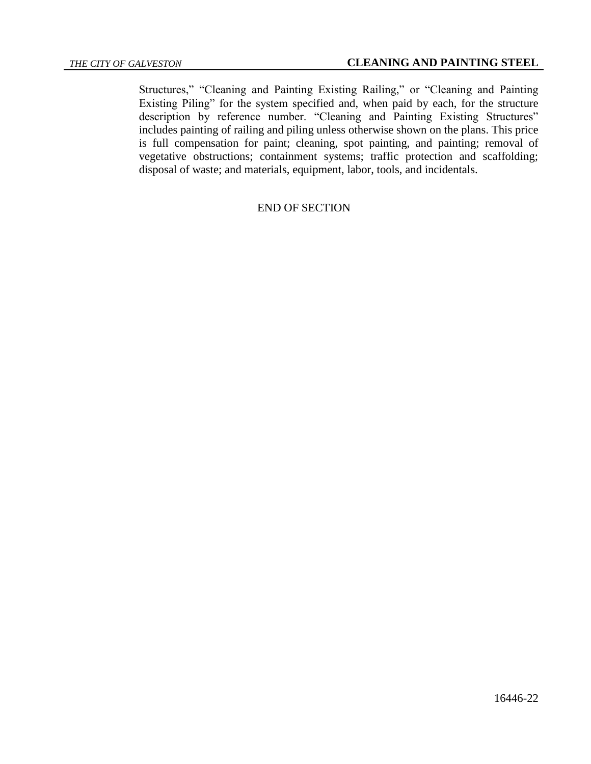Structures," "Cleaning and Painting Existing Railing," or "Cleaning and Painting Existing Piling" for the system specified and, when paid by each, for the structure description by reference number. "Cleaning and Painting Existing Structures" includes painting of railing and piling unless otherwise shown on the plans. This price is full compensation for paint; cleaning, spot painting, and painting; removal of vegetative obstructions; containment systems; traffic protection and scaffolding; disposal of waste; and materials, equipment, labor, tools, and incidentals.

END OF SECTION